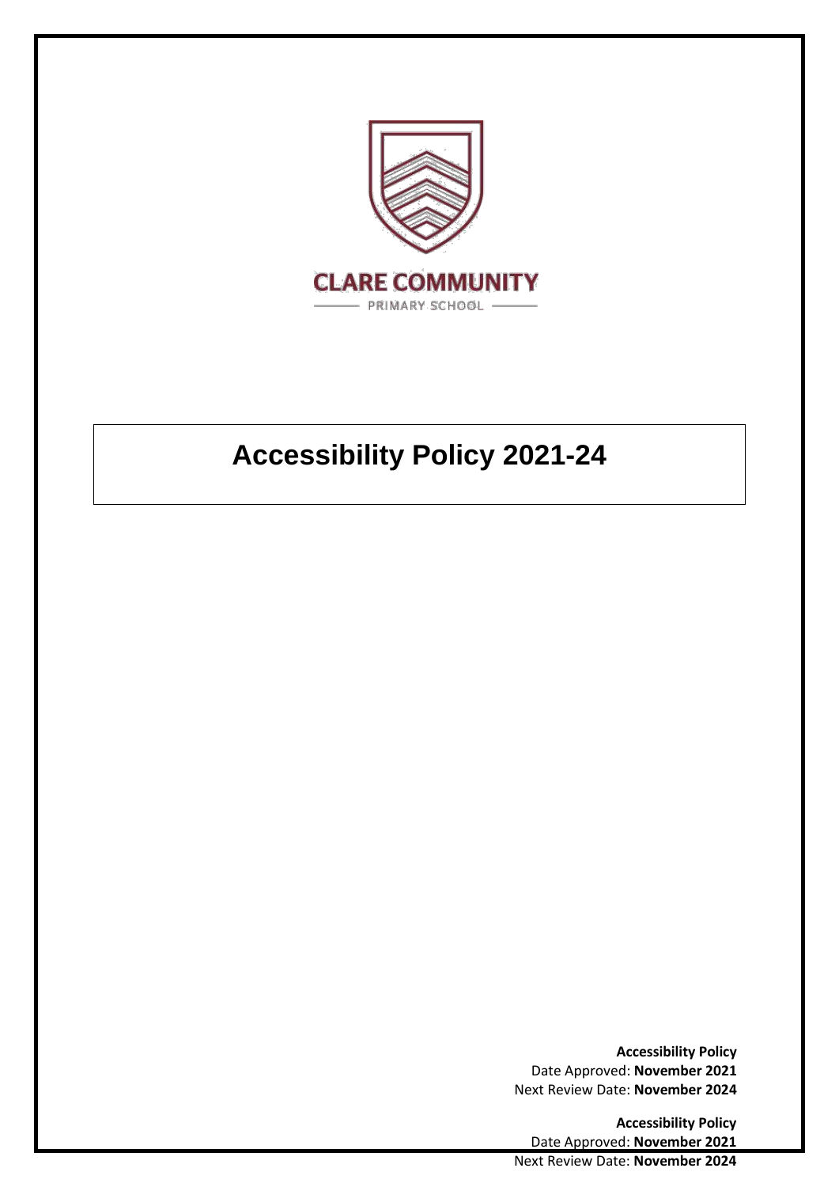CLARE COMMUNITY

PRIMARY SCHOOL

# Accessibility Policy 2021-24

**Accessibility Policy**
Date Approved: **November 2021**
Next Review Date: **November 2024**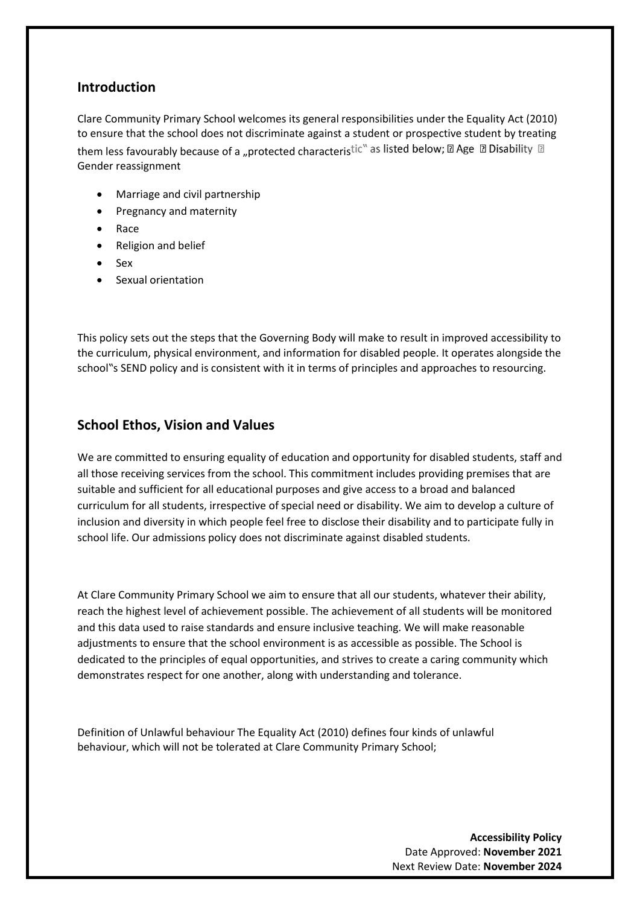## Introduction

Clare Community Primary School welcomes its general responsibilities under the Equality Act (2010) to ensure that the school does not discriminate against a student or prospective student by treating them less favourably because of a „protected characteristic" as listed below; ▯ Age ▯ Disability ▯ Gender reassignment

- Marriage and civil partnership
- Pregnancy and maternity
- Race
- Religion and belief
- Sex
- Sexual orientation

This policy sets out the steps that the Governing Body will make to result in improved accessibility to the curriculum, physical environment, and information for disabled people. It operates alongside the school"s SEND policy and is consistent with it in terms of principles and approaches to resourcing.

## School Ethos, Vision and Values

We are committed to ensuring equality of education and opportunity for disabled students, staff and all those receiving services from the school. This commitment includes providing premises that are suitable and sufficient for all educational purposes and give access to a broad and balanced curriculum for all students, irrespective of special need or disability. We aim to develop a culture of inclusion and diversity in which people feel free to disclose their disability and to participate fully in school life. Our admissions policy does not discriminate against disabled students.

At Clare Community Primary School we aim to ensure that all our students, whatever their ability, reach the highest level of achievement possible. The achievement of all students will be monitored and this data used to raise standards and ensure inclusive teaching. We will make reasonable adjustments to ensure that the school environment is as accessible as possible. The School is dedicated to the principles of equal opportunities, and strives to create a caring community which demonstrates respect for one another, along with understanding and tolerance.

Definition of Unlawful behaviour The Equality Act (2010) defines four kinds of unlawful behaviour, which will not be tolerated at Clare Community Primary School;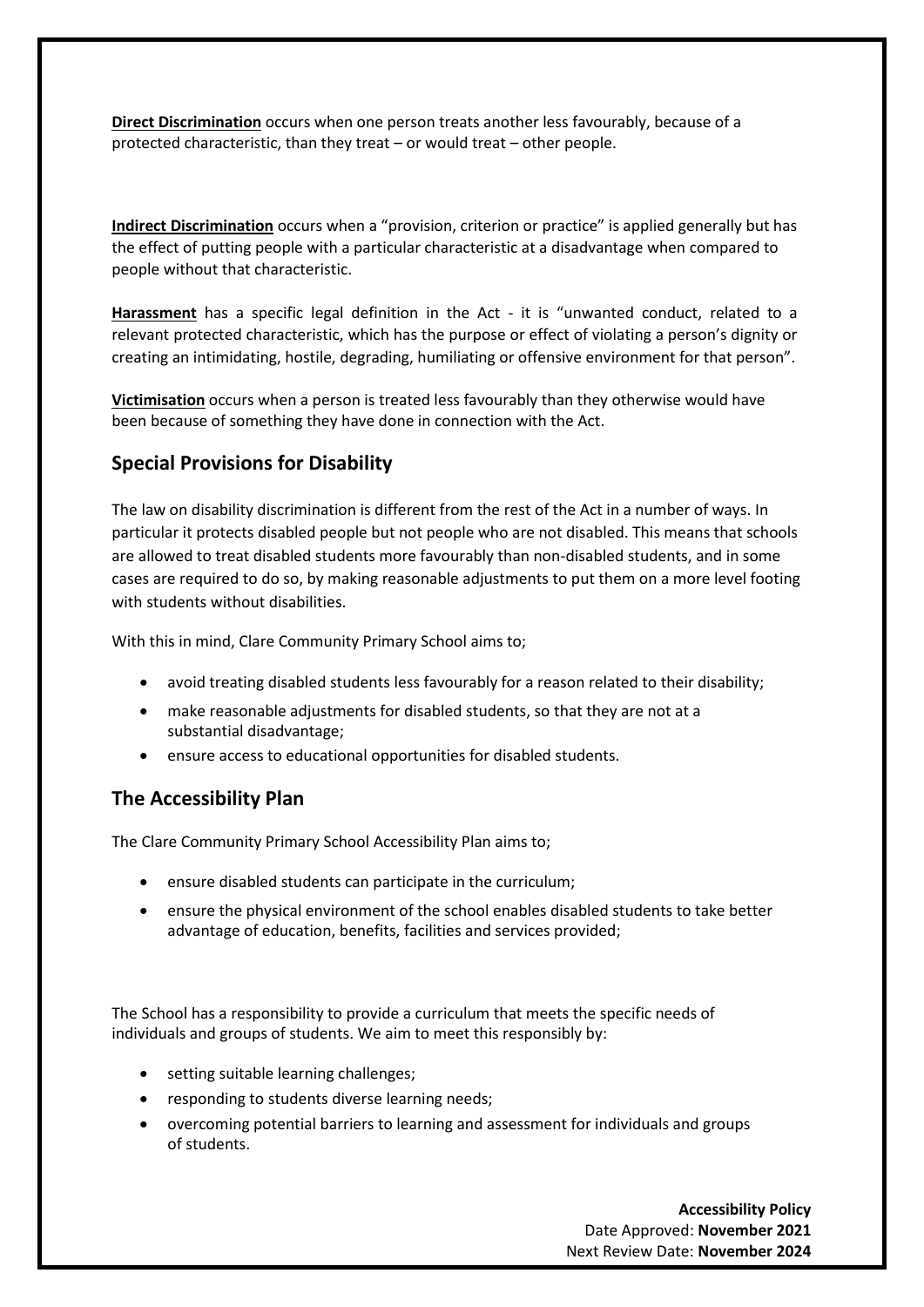**Direct Discrimination** occurs when one person treats another less favourably, because of a protected characteristic, than they treat – or would treat – other people.

**Indirect Discrimination** occurs when a "provision, criterion or practice" is applied generally but has the effect of putting people with a particular characteristic at a disadvantage when compared to people without that characteristic.

**Harassment** has a specific legal definition in the Act - it is "unwanted conduct, related to a relevant protected characteristic, which has the purpose or effect of violating a person's dignity or creating an intimidating, hostile, degrading, humiliating or offensive environment for that person".

**Victimisation** occurs when a person is treated less favourably than they otherwise would have been because of something they have done in connection with the Act.

## Special Provisions for Disability

The law on disability discrimination is different from the rest of the Act in a number of ways. In particular it protects disabled people but not people who are not disabled. This means that schools are allowed to treat disabled students more favourably than non-disabled students, and in some cases are required to do so, by making reasonable adjustments to put them on a more level footing with students without disabilities.

With this in mind, Clare Community Primary School aims to;

- avoid treating disabled students less favourably for a reason related to their disability;
- make reasonable adjustments for disabled students, so that they are not at a substantial disadvantage;
- ensure access to educational opportunities for disabled students.

## The Accessibility Plan

The Clare Community Primary School Accessibility Plan aims to;

- ensure disabled students can participate in the curriculum;
- ensure the physical environment of the school enables disabled students to take better advantage of education, benefits, facilities and services provided;

The School has a responsibility to provide a curriculum that meets the specific needs of individuals and groups of students. We aim to meet this responsibly by:

- setting suitable learning challenges;
- responding to students diverse learning needs;
- overcoming potential barriers to learning and assessment for individuals and groups of students.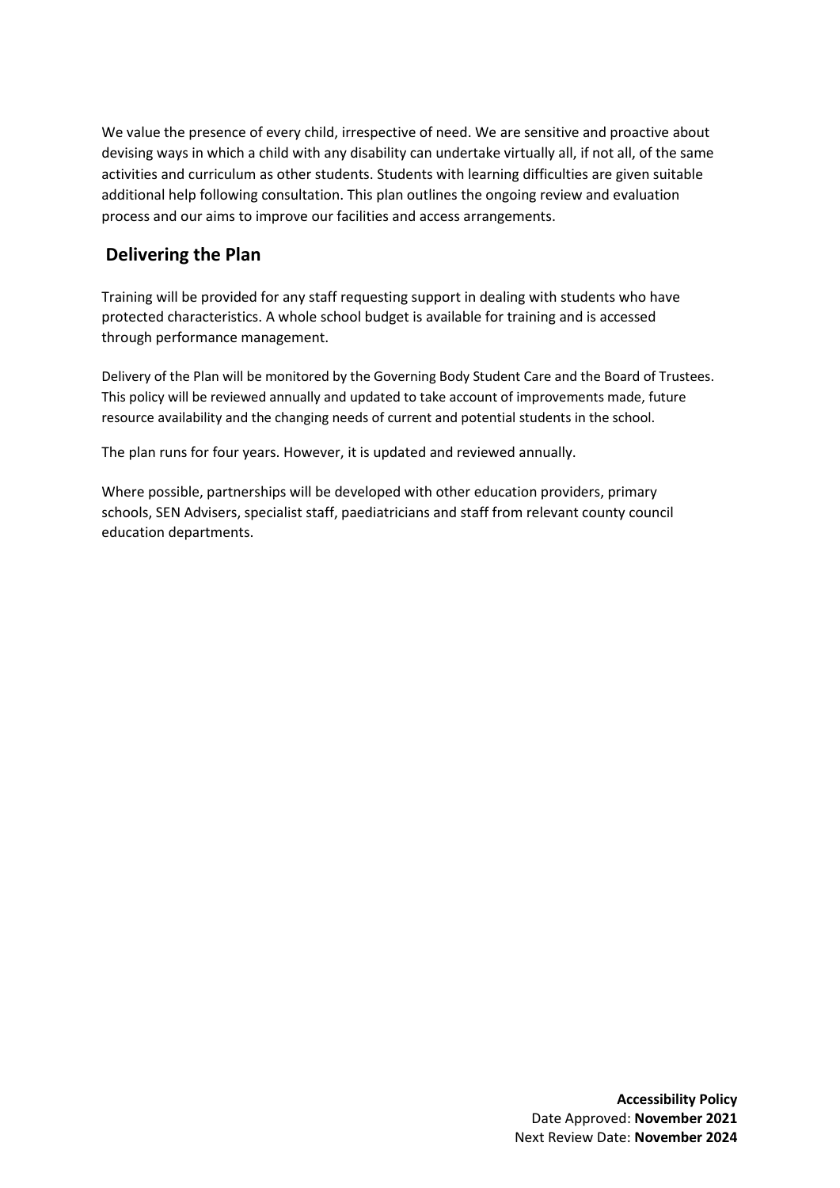We value the presence of every child, irrespective of need. We are sensitive and proactive about devising ways in which a child with any disability can undertake virtually all, if not all, of the same activities and curriculum as other students. Students with learning difficulties are given suitable additional help following consultation. This plan outlines the ongoing review and evaluation process and our aims to improve our facilities and access arrangements.

## Delivering the Plan

Training will be provided for any staff requesting support in dealing with students who have protected characteristics. A whole school budget is available for training and is accessed through performance management.

Delivery of the Plan will be monitored by the Governing Body Student Care and the Board of Trustees. This policy will be reviewed annually and updated to take account of improvements made, future resource availability and the changing needs of current and potential students in the school.

The plan runs for four years. However, it is updated and reviewed annually.

Where possible, partnerships will be developed with other education providers, primary schools, SEN Advisers, specialist staff, paediatricians and staff from relevant county council education departments.